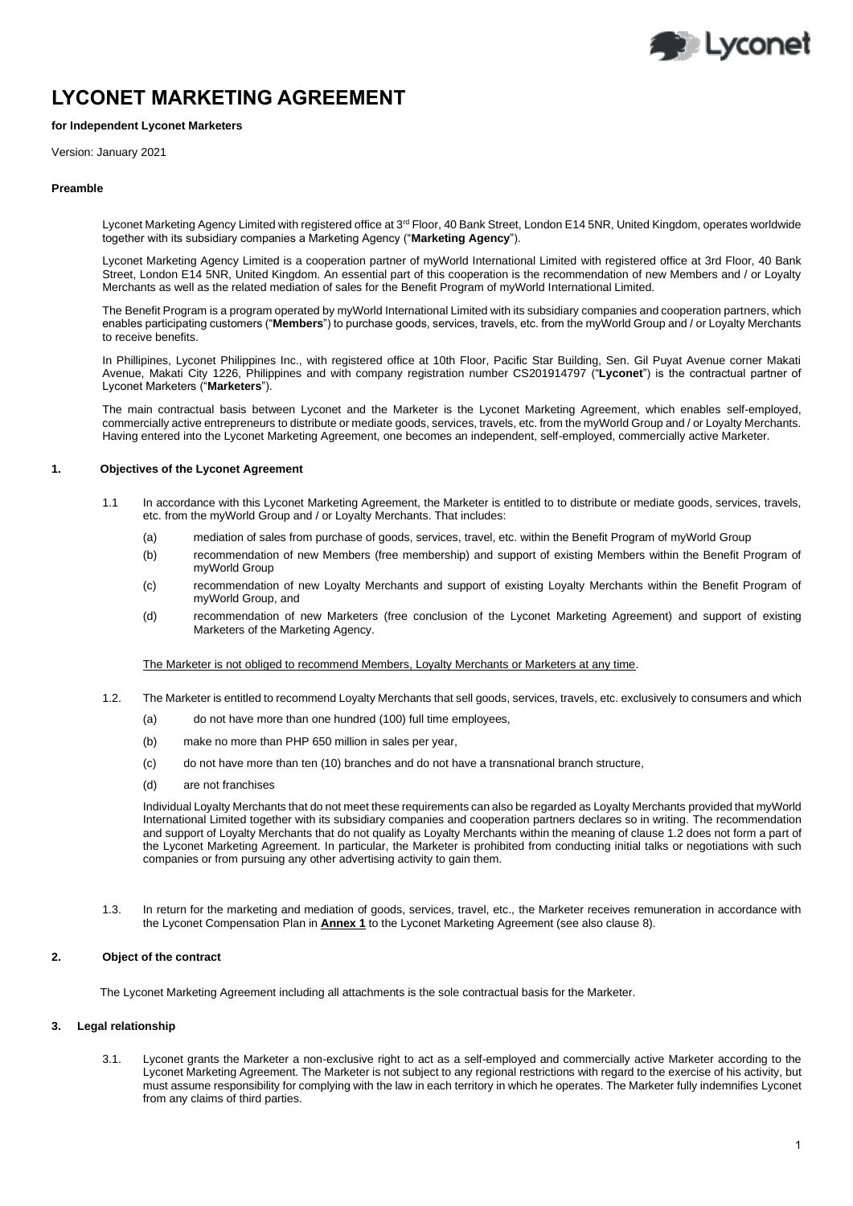# LYCONET MARKETING AGREEMENT

**for Independent Lyconet Marketers**

Version: January 2021

**Preamble**

Lyconet Marketing Agency Limited with registered office at 3rd Floor, 40 Bank Street, London E14 5NR, United Kingdom, operates worldwide together with its subsidiary companies a Marketing Agency ("**Marketing Agency**").

Lyconet Marketing Agency Limited is a cooperation partner of myWorld International Limited with registered office at 3rd Floor, 40 Bank Street, London E14 5NR, United Kingdom. An essential part of this cooperation is the recommendation of new Members and / or Loyalty Merchants as well as the related mediation of sales for the Benefit Program of myWorld International Limited.

The Benefit Program is a program operated by myWorld International Limited with its subsidiary companies and cooperation partners, which enables participating customers ("**Members**") to purchase goods, services, travels, etc. from the myWorld Group and / or Loyalty Merchants to receive benefits.

In Phillipines, Lyconet Philippines Inc., with registered office at 10th Floor, Pacific Star Building, Sen. Gil Puyat Avenue corner Makati Avenue, Makati City 1226, Philippines and with company registration number CS201914797 ("**Lyconet**") is the contractual partner of Lyconet Marketers ("**Marketers**").

The main contractual basis between Lyconet and the Marketer is the Lyconet Marketing Agreement, which enables self-employed, commercially active entrepreneurs to distribute or mediate goods, services, travels, etc. from the myWorld Group and / or Loyalty Merchants. Having entered into the Lyconet Marketing Agreement, one becomes an independent, self-employed, commercially active Marketer.

## 1. Objectives of the Lyconet Agreement

1.1 In accordance with this Lyconet Marketing Agreement, the Marketer is entitled to to distribute or mediate goods, services, travels, etc. from the myWorld Group and / or Loyalty Merchants. That includes:

(a) mediation of sales from purchase of goods, services, travel, etc. within the Benefit Program of myWorld Group

(b) recommendation of new Members (free membership) and support of existing Members within the Benefit Program of myWorld Group

(c) recommendation of new Loyalty Merchants and support of existing Loyalty Merchants within the Benefit Program of myWorld Group, and

(d) recommendation of new Marketers (free conclusion of the Lyconet Marketing Agreement) and support of existing Marketers of the Marketing Agency.

<u>The Marketer is not obliged to recommend Members, Loyalty Merchants or Marketers at any time</u>.

1.2. The Marketer is entitled to recommend Loyalty Merchants that sell goods, services, travels, etc. exclusively to consumers and which

(a) do not have more than one hundred (100) full time employees,

(b) make no more than PHP 650 million in sales per year,

(c) do not have more than ten (10) branches and do not have a transnational branch structure,

(d) are not franchises

Individual Loyalty Merchants that do not meet these requirements can also be regarded as Loyalty Merchants provided that myWorld International Limited together with its subsidiary companies and cooperation partners declares so in writing. The recommendation and support of Loyalty Merchants that do not qualify as Loyalty Merchants within the meaning of clause 1.2 does not form a part of the Lyconet Marketing Agreement. In particular, the Marketer is prohibited from conducting initial talks or negotiations with such companies or from pursuing any other advertising activity to gain them.

1.3. In return for the marketing and mediation of goods, services, travel, etc., the Marketer receives remuneration in accordance with the Lyconet Compensation Plan in **<u>Annex 1</u>** to the Lyconet Marketing Agreement (see also clause 8).

## 2. Object of the contract

The Lyconet Marketing Agreement including all attachments is the sole contractual basis for the Marketer.

## 3. Legal relationship

3.1. Lyconet grants the Marketer a non-exclusive right to act as a self-employed and commercially active Marketer according to the Lyconet Marketing Agreement. The Marketer is not subject to any regional restrictions with regard to the exercise of his activity, but must assume responsibility for complying with the law in each territory in which he operates. The Marketer fully indemnifies Lyconet from any claims of third parties.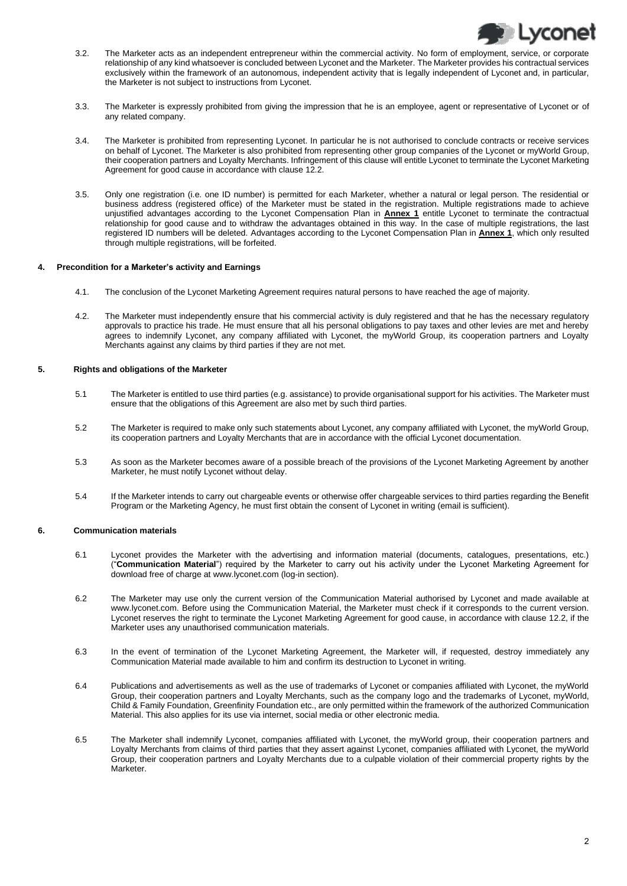3.2. The Marketer acts as an independent entrepreneur within the commercial activity. No form of employment, service, or corporate relationship of any kind whatsoever is concluded between Lyconet and the Marketer. The Marketer provides his contractual services exclusively within the framework of an autonomous, independent activity that is legally independent of Lyconet and, in particular, the Marketer is not subject to instructions from Lyconet.

3.3. The Marketer is expressly prohibited from giving the impression that he is an employee, agent or representative of Lyconet or of any related company.

3.4. The Marketer is prohibited from representing Lyconet. In particular he is not authorised to conclude contracts or receive services on behalf of Lyconet. The Marketer is also prohibited from representing other group companies of the Lyconet or myWorld Group, their cooperation partners and Loyalty Merchants. Infringement of this clause will entitle Lyconet to terminate the Lyconet Marketing Agreement for good cause in accordance with clause 12.2.

3.5. Only one registration (i.e. one ID number) is permitted for each Marketer, whether a natural or legal person. The residential or business address (registered office) of the Marketer must be stated in the registration. Multiple registrations made to achieve unjustified advantages according to the Lyconet Compensation Plan in **Annex 1** entitle Lyconet to terminate the contractual relationship for good cause and to withdraw the advantages obtained in this way. In the case of multiple registrations, the last registered ID numbers will be deleted. Advantages according to the Lyconet Compensation Plan in **Annex 1**, which only resulted through multiple registrations, will be forfeited.

## 4. Precondition for a Marketer's activity and Earnings

4.1. The conclusion of the Lyconet Marketing Agreement requires natural persons to have reached the age of majority.

4.2. The Marketer must independently ensure that his commercial activity is duly registered and that he has the necessary regulatory approvals to practice his trade. He must ensure that all his personal obligations to pay taxes and other levies are met and hereby agrees to indemnify Lyconet, any company affiliated with Lyconet, the myWorld Group, its cooperation partners and Loyalty Merchants against any claims by third parties if they are not met.

## 5. Rights and obligations of the Marketer

5.1 The Marketer is entitled to use third parties (e.g. assistance) to provide organisational support for his activities. The Marketer must ensure that the obligations of this Agreement are also met by such third parties.

5.2 The Marketer is required to make only such statements about Lyconet, any company affiliated with Lyconet, the myWorld Group, its cooperation partners and Loyalty Merchants that are in accordance with the official Lyconet documentation.

5.3 As soon as the Marketer becomes aware of a possible breach of the provisions of the Lyconet Marketing Agreement by another Marketer, he must notify Lyconet without delay.

5.4 If the Marketer intends to carry out chargeable events or otherwise offer chargeable services to third parties regarding the Benefit Program or the Marketing Agency, he must first obtain the consent of Lyconet in writing (email is sufficient).

## 6. Communication materials

6.1 Lyconet provides the Marketer with the advertising and information material (documents, catalogues, presentations, etc.) ("**Communication Material**") required by the Marketer to carry out his activity under the Lyconet Marketing Agreement for download free of charge at www.lyconet.com (log-in section).

6.2 The Marketer may use only the current version of the Communication Material authorised by Lyconet and made available at www.lyconet.com. Before using the Communication Material, the Marketer must check if it corresponds to the current version. Lyconet reserves the right to terminate the Lyconet Marketing Agreement for good cause, in accordance with clause 12.2, if the Marketer uses any unauthorised communication materials.

6.3 In the event of termination of the Lyconet Marketing Agreement, the Marketer will, if requested, destroy immediately any Communication Material made available to him and confirm its destruction to Lyconet in writing.

6.4 Publications and advertisements as well as the use of trademarks of Lyconet or companies affiliated with Lyconet, the myWorld Group, their cooperation partners and Loyalty Merchants, such as the company logo and the trademarks of Lyconet, myWorld, Child & Family Foundation, Greenfinity Foundation etc., are only permitted within the framework of the authorized Communication Material. This also applies for its use via internet, social media or other electronic media.

6.5 The Marketer shall indemnify Lyconet, companies affiliated with Lyconet, the myWorld group, their cooperation partners and Loyalty Merchants from claims of third parties that they assert against Lyconet, companies affiliated with Lyconet, the myWorld Group, their cooperation partners and Loyalty Merchants due to a culpable violation of their commercial property rights by the Marketer.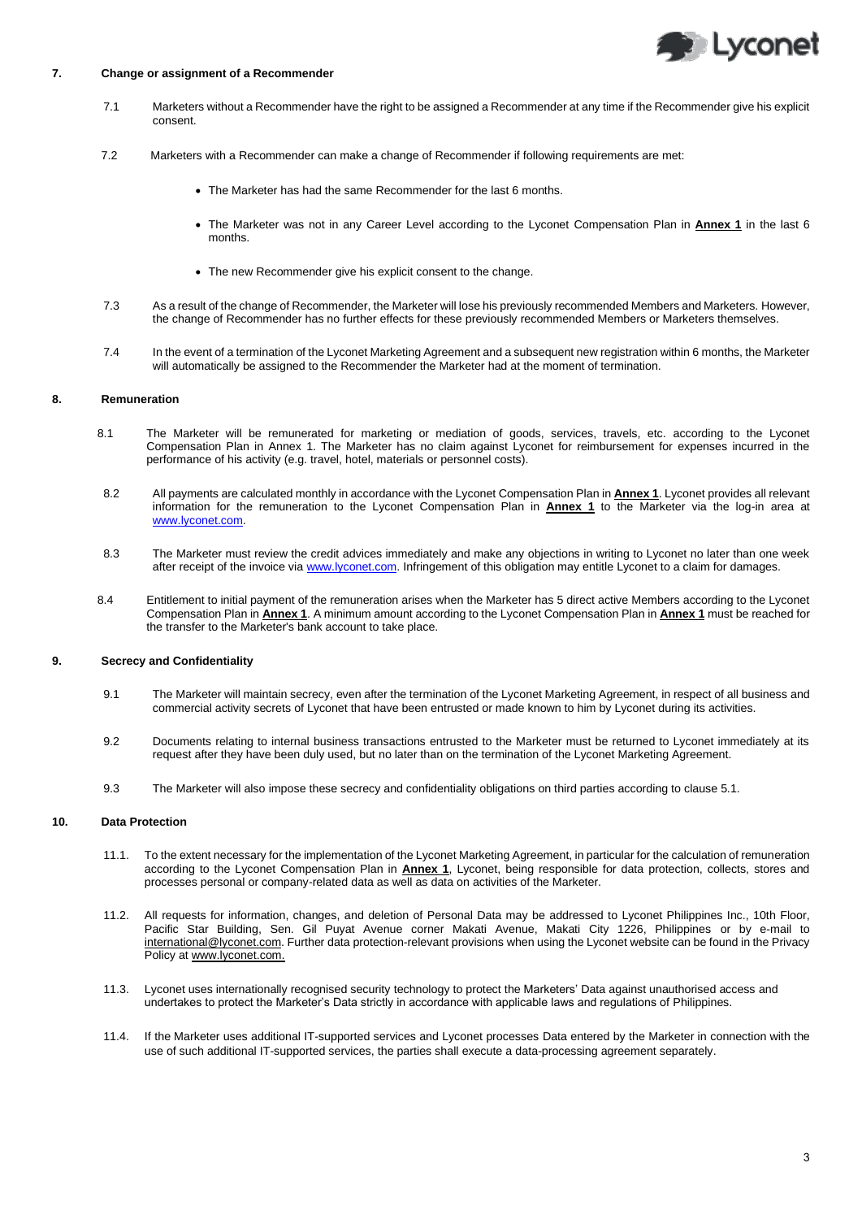## 7. Change or assignment of a Recommender

7.1 Marketers without a Recommender have the right to be assigned a Recommender at any time if the Recommender give his explicit consent.

7.2 Marketers with a Recommender can make a change of Recommender if following requirements are met:

- The Marketer has had the same Recommender for the last 6 months.
- The Marketer was not in any Career Level according to the Lyconet Compensation Plan in **Annex 1** in the last 6 months.
- The new Recommender give his explicit consent to the change.

7.3 As a result of the change of Recommender, the Marketer will lose his previously recommended Members and Marketers. However, the change of Recommender has no further effects for these previously recommended Members or Marketers themselves.

7.4 In the event of a termination of the Lyconet Marketing Agreement and a subsequent new registration within 6 months, the Marketer will automatically be assigned to the Recommender the Marketer had at the moment of termination.

## 8. Remuneration

8.1 The Marketer will be remunerated for marketing or mediation of goods, services, travels, etc. according to the Lyconet Compensation Plan in Annex 1. The Marketer has no claim against Lyconet for reimbursement for expenses incurred in the performance of his activity (e.g. travel, hotel, materials or personnel costs).

8.2 All payments are calculated monthly in accordance with the Lyconet Compensation Plan in **Annex 1**. Lyconet provides all relevant information for the remuneration to the Lyconet Compensation Plan in **Annex 1** to the Marketer via the log-in area at www.lyconet.com.

8.3 The Marketer must review the credit advices immediately and make any objections in writing to Lyconet no later than one week after receipt of the invoice via www.lyconet.com. Infringement of this obligation may entitle Lyconet to a claim for damages.

8.4 Entitlement to initial payment of the remuneration arises when the Marketer has 5 direct active Members according to the Lyconet Compensation Plan in **Annex 1**. A minimum amount according to the Lyconet Compensation Plan in **Annex 1** must be reached for the transfer to the Marketer's bank account to take place.

## 9. Secrecy and Confidentiality

9.1 The Marketer will maintain secrecy, even after the termination of the Lyconet Marketing Agreement, in respect of all business and commercial activity secrets of Lyconet that have been entrusted or made known to him by Lyconet during its activities.

9.2 Documents relating to internal business transactions entrusted to the Marketer must be returned to Lyconet immediately at its request after they have been duly used, but no later than on the termination of the Lyconet Marketing Agreement.

9.3 The Marketer will also impose these secrecy and confidentiality obligations on third parties according to clause 5.1.

## 10. Data Protection

11.1. To the extent necessary for the implementation of the Lyconet Marketing Agreement, in particular for the calculation of remuneration according to the Lyconet Compensation Plan in **Annex 1**, Lyconet, being responsible for data protection, collects, stores and processes personal or company-related data as well as data on activities of the Marketer.

11.2. All requests for information, changes, and deletion of Personal Data may be addressed to Lyconet Philippines Inc., 10th Floor, Pacific Star Building, Sen. Gil Puyat Avenue corner Makati Avenue, Makati City 1226, Philippines or by e-mail to international@lyconet.com. Further data protection-relevant provisions when using the Lyconet website can be found in the Privacy Policy at www.lyconet.com.

11.3. Lyconet uses internationally recognised security technology to protect the Marketers' Data against unauthorised access and undertakes to protect the Marketer's Data strictly in accordance with applicable laws and regulations of Philippines.

11.4. If the Marketer uses additional IT-supported services and Lyconet processes Data entered by the Marketer in connection with the use of such additional IT-supported services, the parties shall execute a data-processing agreement separately.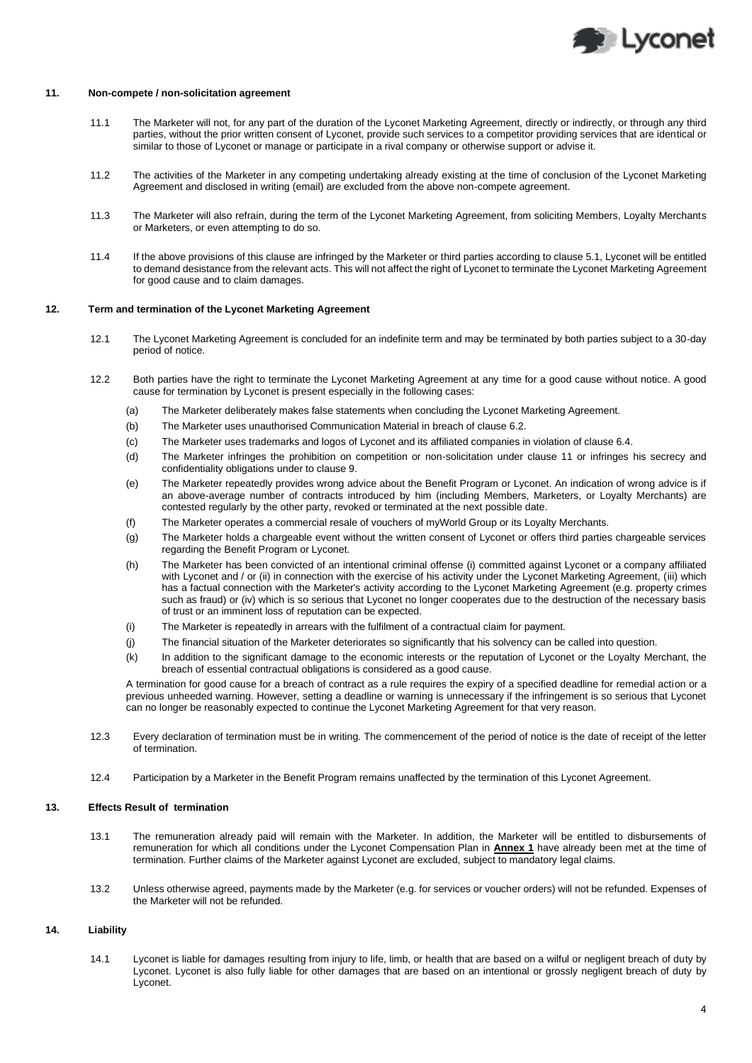## 11. Non-compete / non-solicitation agreement

11.1 The Marketer will not, for any part of the duration of the Lyconet Marketing Agreement, directly or indirectly, or through any third parties, without the prior written consent of Lyconet, provide such services to a competitor providing services that are identical or similar to those of Lyconet or manage or participate in a rival company or otherwise support or advise it.

11.2 The activities of the Marketer in any competing undertaking already existing at the time of conclusion of the Lyconet Marketing Agreement and disclosed in writing (email) are excluded from the above non-compete agreement.

11.3 The Marketer will also refrain, during the term of the Lyconet Marketing Agreement, from soliciting Members, Loyalty Merchants or Marketers, or even attempting to do so.

11.4 If the above provisions of this clause are infringed by the Marketer or third parties according to clause 5.1, Lyconet will be entitled to demand desistance from the relevant acts. This will not affect the right of Lyconet to terminate the Lyconet Marketing Agreement for good cause and to claim damages.

## 12. Term and termination of the Lyconet Marketing Agreement

12.1 The Lyconet Marketing Agreement is concluded for an indefinite term and may be terminated by both parties subject to a 30-day period of notice.

12.2 Both parties have the right to terminate the Lyconet Marketing Agreement at any time for a good cause without notice. A good cause for termination by Lyconet is present especially in the following cases:

(a) The Marketer deliberately makes false statements when concluding the Lyconet Marketing Agreement.

(b) The Marketer uses unauthorised Communication Material in breach of clause 6.2.

(c) The Marketer uses trademarks and logos of Lyconet and its affiliated companies in violation of clause 6.4.

(d) The Marketer infringes the prohibition on competition or non-solicitation under clause 11 or infringes his secrecy and confidentiality obligations under to clause 9.

(e) The Marketer repeatedly provides wrong advice about the Benefit Program or Lyconet. An indication of wrong advice is if an above-average number of contracts introduced by him (including Members, Marketers, or Loyalty Merchants) are contested regularly by the other party, revoked or terminated at the next possible date.

(f) The Marketer operates a commercial resale of vouchers of myWorld Group or its Loyalty Merchants.

(g) The Marketer holds a chargeable event without the written consent of Lyconet or offers third parties chargeable services regarding the Benefit Program or Lyconet.

(h) The Marketer has been convicted of an intentional criminal offense (i) committed against Lyconet or a company affiliated with Lyconet and / or (ii) in connection with the exercise of his activity under the Lyconet Marketing Agreement, (iii) which has a factual connection with the Marketer's activity according to the Lyconet Marketing Agreement (e.g. property crimes such as fraud) or (iv) which is so serious that Lyconet no longer cooperates due to the destruction of the necessary basis of trust or an imminent loss of reputation can be expected.

(i) The Marketer is repeatedly in arrears with the fulfilment of a contractual claim for payment.

(j) The financial situation of the Marketer deteriorates so significantly that his solvency can be called into question.

(k) In addition to the significant damage to the economic interests or the reputation of Lyconet or the Loyalty Merchant, the breach of essential contractual obligations is considered as a good cause.

A termination for good cause for a breach of contract as a rule requires the expiry of a specified deadline for remedial action or a previous unheeded warning. However, setting a deadline or warning is unnecessary if the infringement is so serious that Lyconet can no longer be reasonably expected to continue the Lyconet Marketing Agreement for that very reason.

12.3 Every declaration of termination must be in writing. The commencement of the period of notice is the date of receipt of the letter of termination.

12.4 Participation by a Marketer in the Benefit Program remains unaffected by the termination of this Lyconet Agreement.

## 13. Effects Result of termination

13.1 The remuneration already paid will remain with the Marketer. In addition, the Marketer will be entitled to disbursements of remuneration for which all conditions under the Lyconet Compensation Plan in **Annex 1** have already been met at the time of termination. Further claims of the Marketer against Lyconet are excluded, subject to mandatory legal claims.

13.2 Unless otherwise agreed, payments made by the Marketer (e.g. for services or voucher orders) will not be refunded. Expenses of the Marketer will not be refunded.

## 14. Liability

14.1 Lyconet is liable for damages resulting from injury to life, limb, or health that are based on a wilful or negligent breach of duty by Lyconet. Lyconet is also fully liable for other damages that are based on an intentional or grossly negligent breach of duty by Lyconet.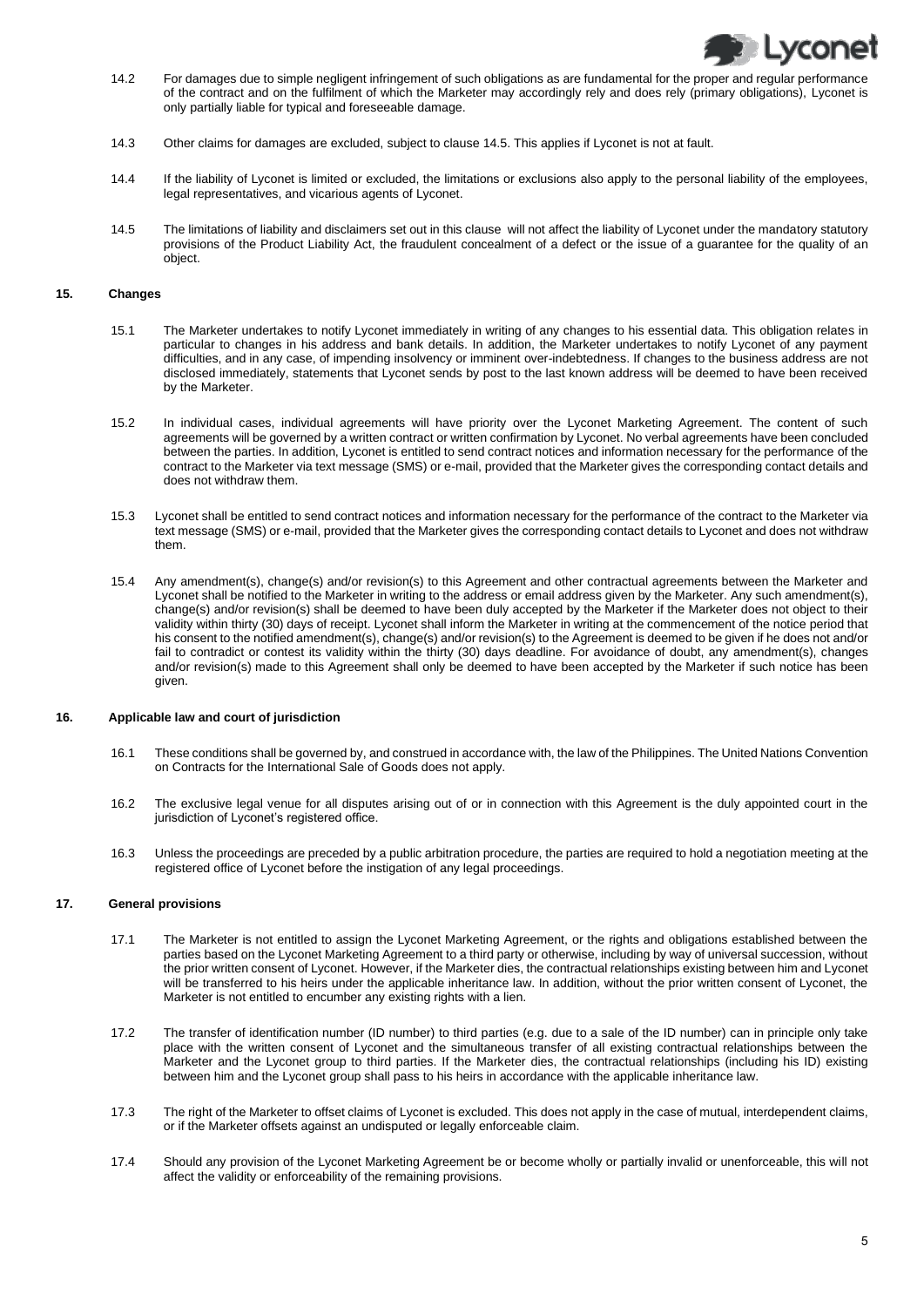14.2 For damages due to simple negligent infringement of such obligations as are fundamental for the proper and regular performance of the contract and on the fulfilment of which the Marketer may accordingly rely and does rely (primary obligations), Lyconet is only partially liable for typical and foreseeable damage.

14.3 Other claims for damages are excluded, subject to clause 14.5. This applies if Lyconet is not at fault.

14.4 If the liability of Lyconet is limited or excluded, the limitations or exclusions also apply to the personal liability of the employees, legal representatives, and vicarious agents of Lyconet.

14.5 The limitations of liability and disclaimers set out in this clause will not affect the liability of Lyconet under the mandatory statutory provisions of the Product Liability Act, the fraudulent concealment of a defect or the issue of a guarantee for the quality of an object.

## 15. Changes

15.1 The Marketer undertakes to notify Lyconet immediately in writing of any changes to his essential data. This obligation relates in particular to changes in his address and bank details. In addition, the Marketer undertakes to notify Lyconet of any payment difficulties, and in any case, of impending insolvency or imminent over-indebtedness. If changes to the business address are not disclosed immediately, statements that Lyconet sends by post to the last known address will be deemed to have been received by the Marketer.

15.2 In individual cases, individual agreements will have priority over the Lyconet Marketing Agreement. The content of such agreements will be governed by a written contract or written confirmation by Lyconet. No verbal agreements have been concluded between the parties. In addition, Lyconet is entitled to send contract notices and information necessary for the performance of the contract to the Marketer via text message (SMS) or e-mail, provided that the Marketer gives the corresponding contact details and does not withdraw them.

15.3 Lyconet shall be entitled to send contract notices and information necessary for the performance of the contract to the Marketer via text message (SMS) or e-mail, provided that the Marketer gives the corresponding contact details to Lyconet and does not withdraw them.

15.4 Any amendment(s), change(s) and/or revision(s) to this Agreement and other contractual agreements between the Marketer and Lyconet shall be notified to the Marketer in writing to the address or email address given by the Marketer. Any such amendment(s), change(s) and/or revision(s) shall be deemed to have been duly accepted by the Marketer if the Marketer does not object to their validity within thirty (30) days of receipt. Lyconet shall inform the Marketer in writing at the commencement of the notice period that his consent to the notified amendment(s), change(s) and/or revision(s) to the Agreement is deemed to be given if he does not and/or fail to contradict or contest its validity within the thirty (30) days deadline. For avoidance of doubt, any amendment(s), changes and/or revision(s) made to this Agreement shall only be deemed to have been accepted by the Marketer if such notice has been given.

## 16. Applicable law and court of jurisdiction

16.1 These conditions shall be governed by, and construed in accordance with, the law of the Philippines. The United Nations Convention on Contracts for the International Sale of Goods does not apply.

16.2 The exclusive legal venue for all disputes arising out of or in connection with this Agreement is the duly appointed court in the jurisdiction of Lyconet's registered office.

16.3 Unless the proceedings are preceded by a public arbitration procedure, the parties are required to hold a negotiation meeting at the registered office of Lyconet before the instigation of any legal proceedings.

## 17. General provisions

17.1 The Marketer is not entitled to assign the Lyconet Marketing Agreement, or the rights and obligations established between the parties based on the Lyconet Marketing Agreement to a third party or otherwise, including by way of universal succession, without the prior written consent of Lyconet. However, if the Marketer dies, the contractual relationships existing between him and Lyconet will be transferred to his heirs under the applicable inheritance law. In addition, without the prior written consent of Lyconet, the Marketer is not entitled to encumber any existing rights with a lien.

17.2 The transfer of identification number (ID number) to third parties (e.g. due to a sale of the ID number) can in principle only take place with the written consent of Lyconet and the simultaneous transfer of all existing contractual relationships between the Marketer and the Lyconet group to third parties. If the Marketer dies, the contractual relationships (including his ID) existing between him and the Lyconet group shall pass to his heirs in accordance with the applicable inheritance law.

17.3 The right of the Marketer to offset claims of Lyconet is excluded. This does not apply in the case of mutual, interdependent claims, or if the Marketer offsets against an undisputed or legally enforceable claim.

17.4 Should any provision of the Lyconet Marketing Agreement be or become wholly or partially invalid or unenforceable, this will not affect the validity or enforceability of the remaining provisions.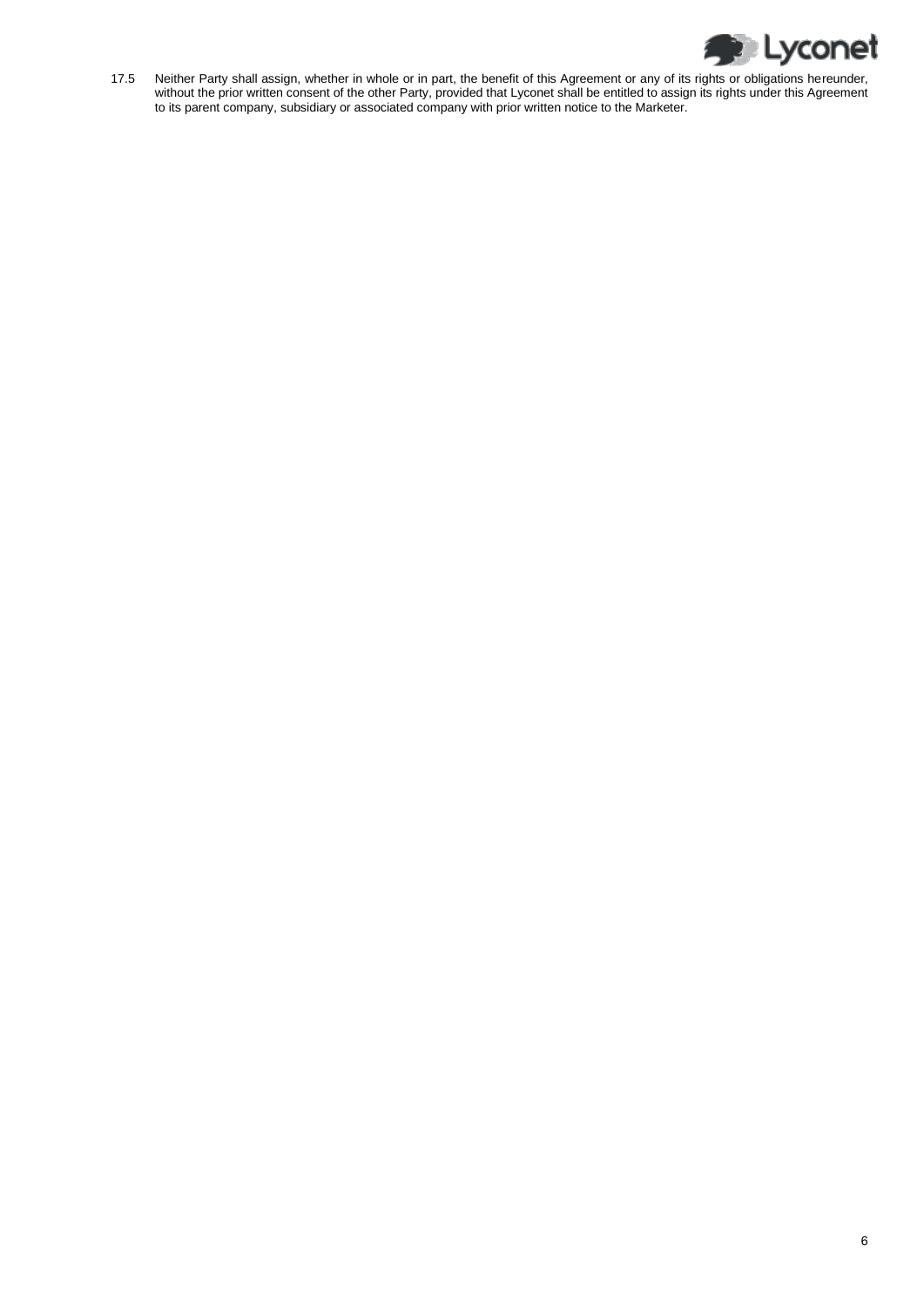17.5 Neither Party shall assign, whether in whole or in part, the benefit of this Agreement or any of its rights or obligations hereunder, without the prior written consent of the other Party, provided that Lyconet shall be entitled to assign its rights under this Agreement to its parent company, subsidiary or associated company with prior written notice to the Marketer.